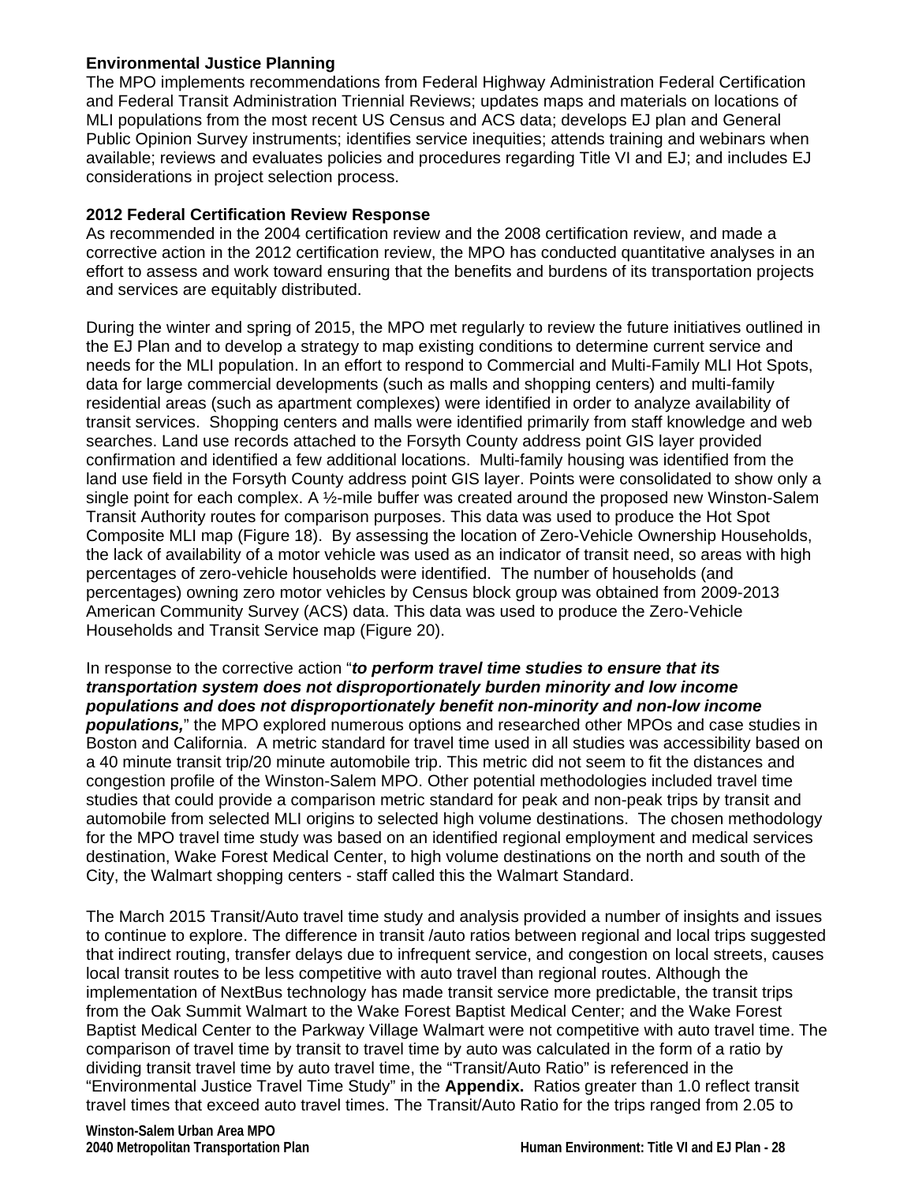### Environmental Justice Planning

The MPO implements recommendations from Federal Highway Administration Federal Certification and Federal Transit Administration Triennial Reviews; updates maps and materials on locations of MLI populations from the most recent US Census and ACS data; develops EJ plan and General Public Opinion Survey instruments; identifies service inequities; attends training and webinars when available; reviews and evaluates policies and procedures regarding Title VI and EJ; and includes EJ considerations in project selection process.

### 2012 Federal Certification Review Response

As recommended in the 2004 certification review and the 2008 certification review, and made a corrective action in the 2012 certification review, the MPO has conducted quantitative analyses in an effort to assess and work toward ensuring that the benefits and burdens of its transportation projects and services are equitably distributed.

During the winter and spring of 2015, the MPO met regularly to review the future initiatives outlined in the EJ Plan and to develop a strategy to map existing conditions to determine current service and needs for the MLI population. In an effort to respond to Commercial and Multi-Family MLI Hot Spots, data for large commercial developments (such as malls and shopping centers) and multi-family residential areas (such as apartment complexes) were identified in order to analyze availability of transit services. Shopping centers and malls were identified primarily from staff knowledge and web searches. Land use records attached to the Forsyth County address point GIS layer provided confirmation and identified a few additional locations. Multi-family housing was identified from the land use field in the Forsyth County address point GIS layer. Points were consolidated to show only a single point for each complex. A ½-mile buffer was created around the proposed new Winston-Salem Transit Authority routes for comparison purposes. This data was used to produce the Hot Spot Composite MLI map (Figure 18). By assessing the location of Zero-Vehicle Ownership Households, the lack of availability of a motor vehicle was used as an indicator of transit need, so areas with high percentages of zero-vehicle households were identified. The number of households (and percentages) owning zero motor vehicles by Census block group was obtained from 2009-2013 American Community Survey (ACS) data. This data was used to produce the Zero-Vehicle Households and Transit Service map (Figure 20).

In response to the corrective action "***to perform travel time studies to ensure that its transportation system does not disproportionately burden minority and low income populations and does not disproportionately benefit non-minority and non-low income populations,***" the MPO explored numerous options and researched other MPOs and case studies in Boston and California. A metric standard for travel time used in all studies was accessibility based on a 40 minute transit trip/20 minute automobile trip. This metric did not seem to fit the distances and congestion profile of the Winston-Salem MPO. Other potential methodologies included travel time studies that could provide a comparison metric standard for peak and non-peak trips by transit and automobile from selected MLI origins to selected high volume destinations. The chosen methodology for the MPO travel time study was based on an identified regional employment and medical services destination, Wake Forest Medical Center, to high volume destinations on the north and south of the City, the Walmart shopping centers - staff called this the Walmart Standard.

The March 2015 Transit/Auto travel time study and analysis provided a number of insights and issues to continue to explore. The difference in transit /auto ratios between regional and local trips suggested that indirect routing, transfer delays due to infrequent service, and congestion on local streets, causes local transit routes to be less competitive with auto travel than regional routes. Although the implementation of NextBus technology has made transit service more predictable, the transit trips from the Oak Summit Walmart to the Wake Forest Baptist Medical Center; and the Wake Forest Baptist Medical Center to the Parkway Village Walmart were not competitive with auto travel time. The comparison of travel time by transit to travel time by auto was calculated in the form of a ratio by dividing transit travel time by auto travel time, the "Transit/Auto Ratio" is referenced in the "Environmental Justice Travel Time Study" in the **Appendix.** Ratios greater than 1.0 reflect transit travel times that exceed auto travel times. The Transit/Auto Ratio for the trips ranged from 2.05 to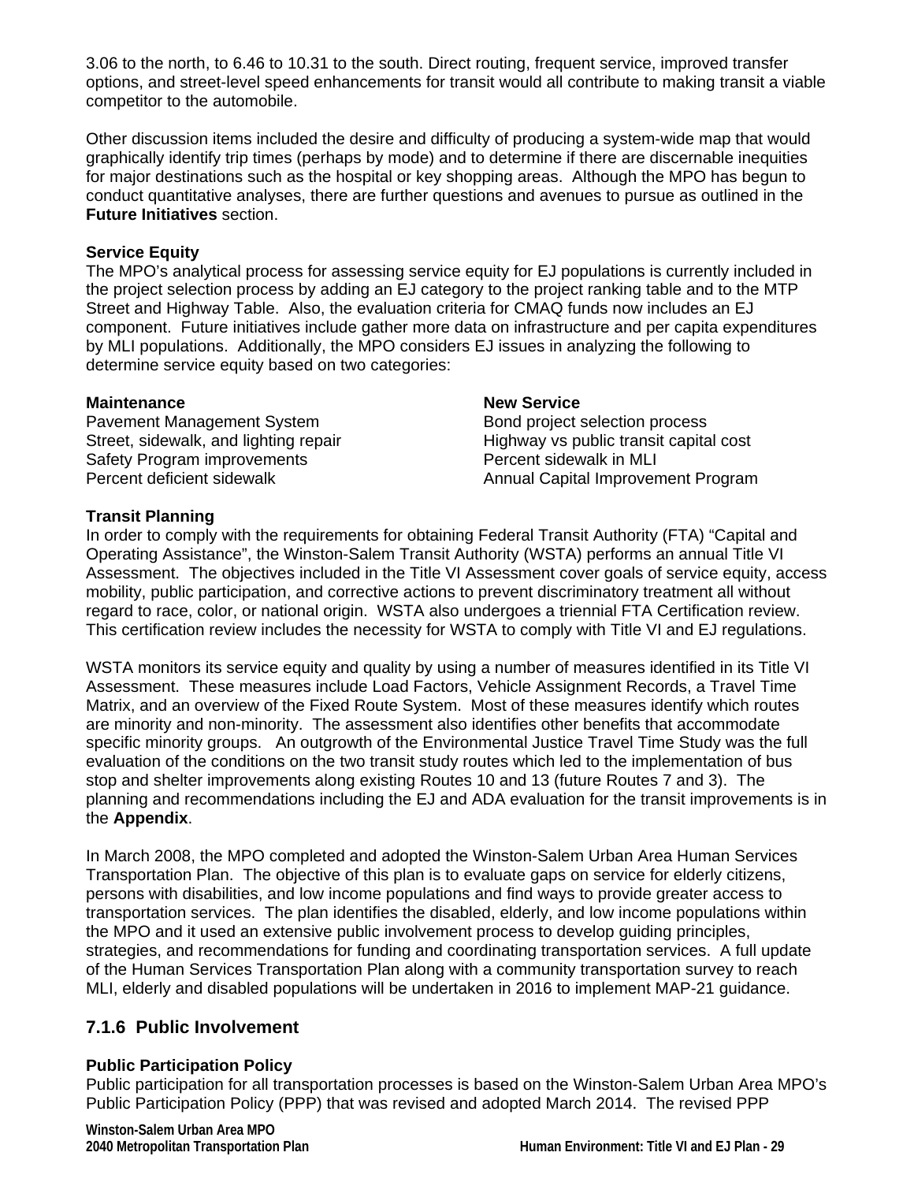3.06 to the north, to 6.46 to 10.31 to the south. Direct routing, frequent service, improved transfer options, and street-level speed enhancements for transit would all contribute to making transit a viable competitor to the automobile.

Other discussion items included the desire and difficulty of producing a system-wide map that would graphically identify trip times (perhaps by mode) and to determine if there are discernable inequities for major destinations such as the hospital or key shopping areas. Although the MPO has begun to conduct quantitative analyses, there are further questions and avenues to pursue as outlined in the **Future Initiatives** section.

**Service Equity**

The MPO's analytical process for assessing service equity for EJ populations is currently included in the project selection process by adding an EJ category to the project ranking table and to the MTP Street and Highway Table. Also, the evaluation criteria for CMAQ funds now includes an EJ component. Future initiatives include gather more data on infrastructure and per capita expenditures by MLI populations. Additionally, the MPO considers EJ issues in analyzing the following to determine service equity based on two categories:

| **Maintenance** | **New Service** |
|---|---|
| Pavement Management System | Bond project selection process |
| Street, sidewalk, and lighting repair | Highway vs public transit capital cost |
| Safety Program improvements | Percent sidewalk in MLI |
| Percent deficient sidewalk | Annual Capital Improvement Program |

**Transit Planning**

In order to comply with the requirements for obtaining Federal Transit Authority (FTA) "Capital and Operating Assistance", the Winston-Salem Transit Authority (WSTA) performs an annual Title VI Assessment. The objectives included in the Title VI Assessment cover goals of service equity, access mobility, public participation, and corrective actions to prevent discriminatory treatment all without regard to race, color, or national origin. WSTA also undergoes a triennial FTA Certification review. This certification review includes the necessity for WSTA to comply with Title VI and EJ regulations.

WSTA monitors its service equity and quality by using a number of measures identified in its Title VI Assessment. These measures include Load Factors, Vehicle Assignment Records, a Travel Time Matrix, and an overview of the Fixed Route System. Most of these measures identify which routes are minority and non-minority. The assessment also identifies other benefits that accommodate specific minority groups. An outgrowth of the Environmental Justice Travel Time Study was the full evaluation of the conditions on the two transit study routes which led to the implementation of bus stop and shelter improvements along existing Routes 10 and 13 (future Routes 7 and 3). The planning and recommendations including the EJ and ADA evaluation for the transit improvements is in the **Appendix**.

In March 2008, the MPO completed and adopted the Winston-Salem Urban Area Human Services Transportation Plan. The objective of this plan is to evaluate gaps on service for elderly citizens, persons with disabilities, and low income populations and find ways to provide greater access to transportation services. The plan identifies the disabled, elderly, and low income populations within the MPO and it used an extensive public involvement process to develop guiding principles, strategies, and recommendations for funding and coordinating transportation services. A full update of the Human Services Transportation Plan along with a community transportation survey to reach MLI, elderly and disabled populations will be undertaken in 2016 to implement MAP-21 guidance.

### 7.1.6 Public Involvement

**Public Participation Policy**

Public participation for all transportation processes is based on the Winston-Salem Urban Area MPO's Public Participation Policy (PPP) that was revised and adopted March 2014. The revised PPP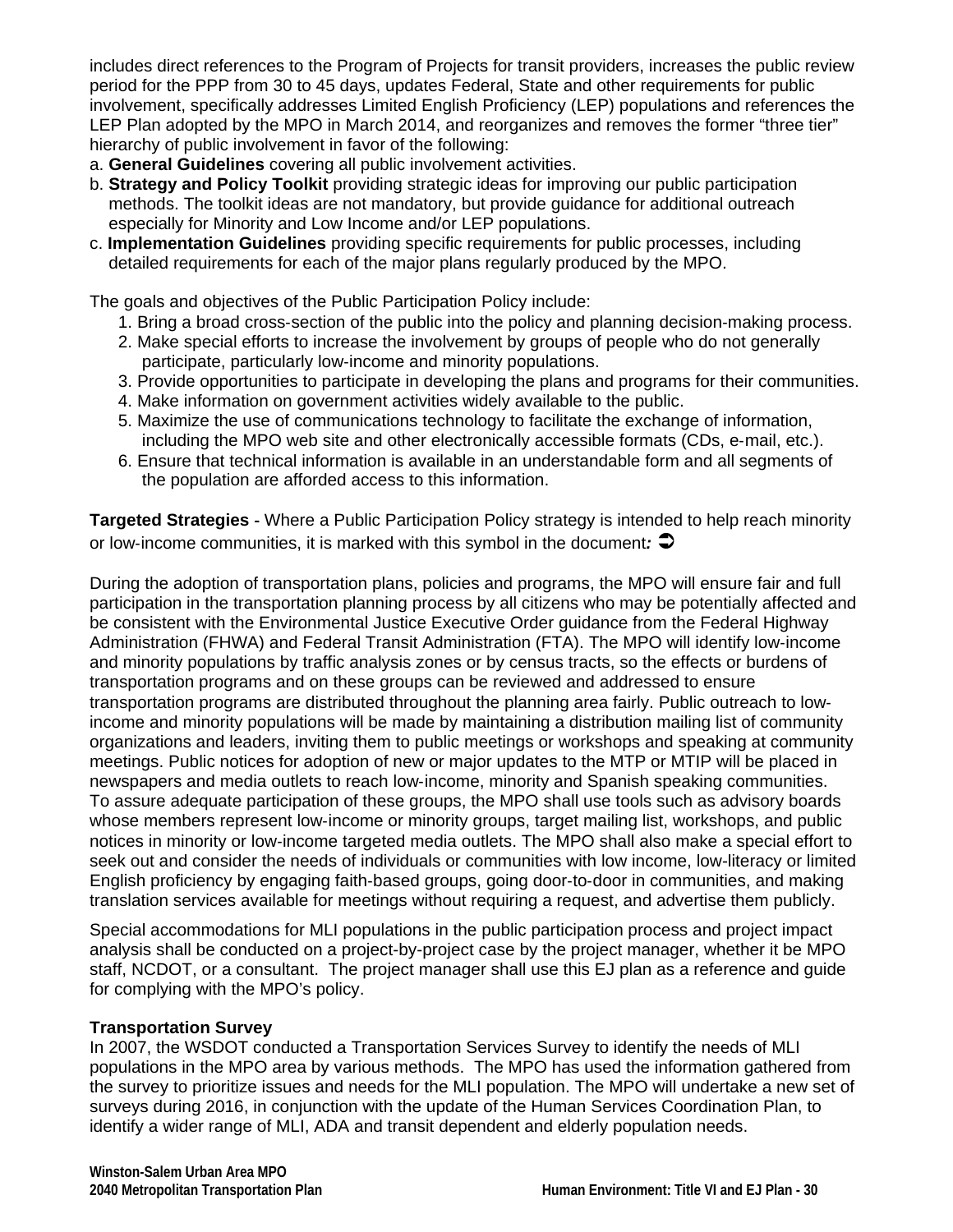includes direct references to the Program of Projects for transit providers, increases the public review period for the PPP from 30 to 45 days, updates Federal, State and other requirements for public involvement, specifically addresses Limited English Proficiency (LEP) populations and references the LEP Plan adopted by the MPO in March 2014, and reorganizes and removes the former "three tier" hierarchy of public involvement in favor of the following:

a. **General Guidelines** covering all public involvement activities.
b. **Strategy and Policy Toolkit** providing strategic ideas for improving our public participation methods. The toolkit ideas are not mandatory, but provide guidance for additional outreach especially for Minority and Low Income and/or LEP populations.
c. **Implementation Guidelines** providing specific requirements for public processes, including detailed requirements for each of the major plans regularly produced by the MPO.

The goals and objectives of the Public Participation Policy include:

1. Bring a broad cross-section of the public into the policy and planning decision-making process.
2. Make special efforts to increase the involvement by groups of people who do not generally participate, particularly low-income and minority populations.
3. Provide opportunities to participate in developing the plans and programs for their communities.
4. Make information on government activities widely available to the public.
5. Maximize the use of communications technology to facilitate the exchange of information, including the MPO web site and other electronically accessible formats (CDs, e-mail, etc.).
6. Ensure that technical information is available in an understandable form and all segments of the population are afforded access to this information.

**Targeted Strategies -** Where a Public Participation Policy strategy is intended to help reach minority or low-income communities, it is marked with this symbol in the document***:*** ➲

During the adoption of transportation plans, policies and programs, the MPO will ensure fair and full participation in the transportation planning process by all citizens who may be potentially affected and be consistent with the Environmental Justice Executive Order guidance from the Federal Highway Administration (FHWA) and Federal Transit Administration (FTA). The MPO will identify low-income and minority populations by traffic analysis zones or by census tracts, so the effects or burdens of transportation programs and on these groups can be reviewed and addressed to ensure transportation programs are distributed throughout the planning area fairly. Public outreach to low-income and minority populations will be made by maintaining a distribution mailing list of community organizations and leaders, inviting them to public meetings or workshops and speaking at community meetings. Public notices for adoption of new or major updates to the MTP or MTIP will be placed in newspapers and media outlets to reach low-income, minority and Spanish speaking communities. To assure adequate participation of these groups, the MPO shall use tools such as advisory boards whose members represent low-income or minority groups, target mailing list, workshops, and public notices in minority or low-income targeted media outlets. The MPO shall also make a special effort to seek out and consider the needs of individuals or communities with low income, low-literacy or limited English proficiency by engaging faith-based groups, going door-to-door in communities, and making translation services available for meetings without requiring a request, and advertise them publicly.

Special accommodations for MLI populations in the public participation process and project impact analysis shall be conducted on a project-by-project case by the project manager, whether it be MPO staff, NCDOT, or a consultant. The project manager shall use this EJ plan as a reference and guide for complying with the MPO's policy.

**Transportation Survey**

In 2007, the WSDOT conducted a Transportation Services Survey to identify the needs of MLI populations in the MPO area by various methods. The MPO has used the information gathered from the survey to prioritize issues and needs for the MLI population. The MPO will undertake a new set of surveys during 2016, in conjunction with the update of the Human Services Coordination Plan, to identify a wider range of MLI, ADA and transit dependent and elderly population needs.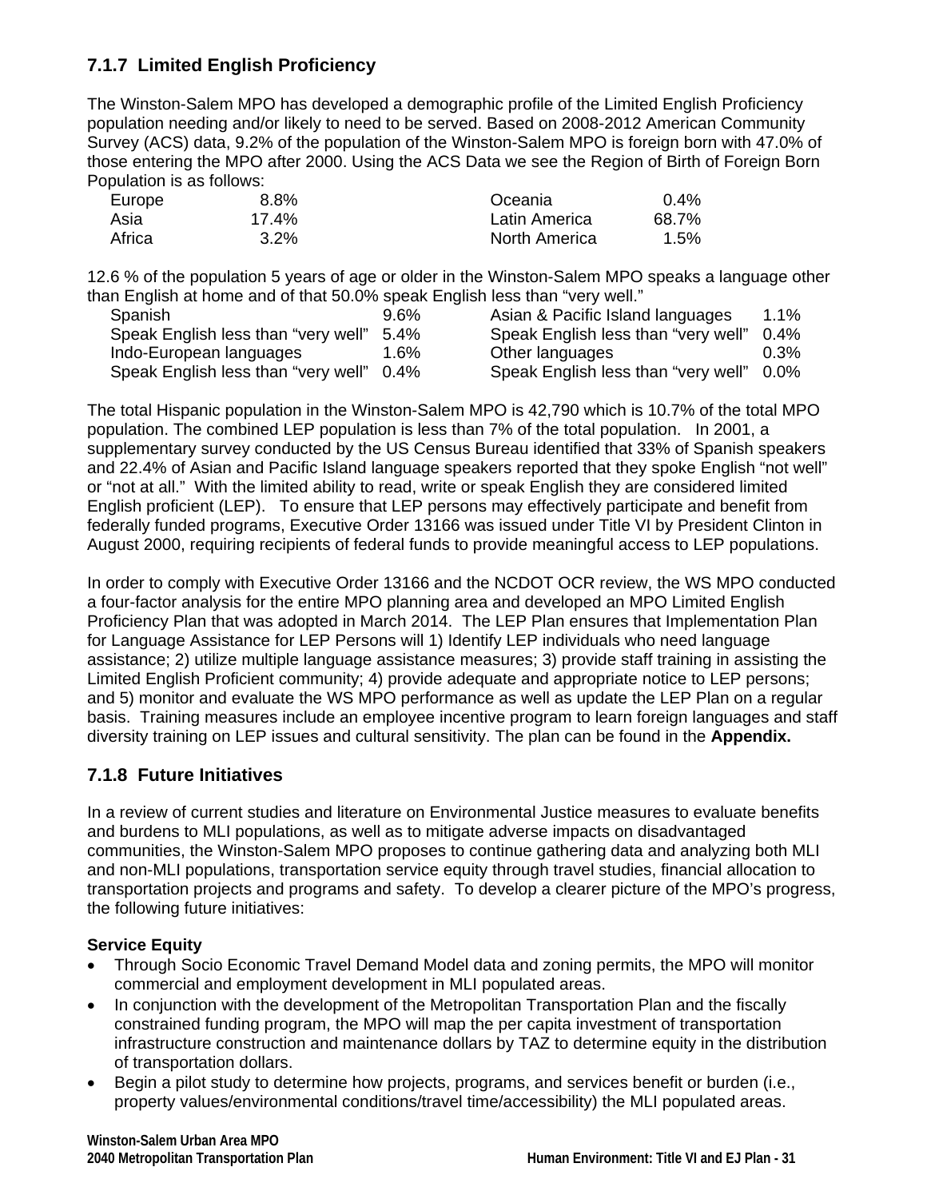### 7.1.7 Limited English Proficiency

The Winston-Salem MPO has developed a demographic profile of the Limited English Proficiency population needing and/or likely to need to be served. Based on 2008-2012 American Community Survey (ACS) data, 9.2% of the population of the Winston-Salem MPO is foreign born with 47.0% of those entering the MPO after 2000. Using the ACS Data we see the Region of Birth of Foreign Born Population is as follows:

| | | | |
|---|---|---|---|
| Europe | 8.8% | Oceania | 0.4% |
| Asia | 17.4% | Latin America | 68.7% |
| Africa | 3.2% | North America | 1.5% |

12.6 % of the population 5 years of age or older in the Winston-Salem MPO speaks a language other than English at home and of that 50.0% speak English less than "very well."

| | | | |
|---|---|---|---|
| Spanish | 9.6% | Asian & Pacific Island languages | 1.1% |
| Speak English less than "very well" | 5.4% | Speak English less than "very well" | 0.4% |
| Indo-European languages | 1.6% | Other languages | 0.3% |
| Speak English less than "very well" | 0.4% | Speak English less than "very well" | 0.0% |

The total Hispanic population in the Winston-Salem MPO is 42,790 which is 10.7% of the total MPO population. The combined LEP population is less than 7% of the total population. In 2001, a supplementary survey conducted by the US Census Bureau identified that 33% of Spanish speakers and 22.4% of Asian and Pacific Island language speakers reported that they spoke English "not well" or "not at all." With the limited ability to read, write or speak English they are considered limited English proficient (LEP). To ensure that LEP persons may effectively participate and benefit from federally funded programs, Executive Order 13166 was issued under Title VI by President Clinton in August 2000, requiring recipients of federal funds to provide meaningful access to LEP populations.

In order to comply with Executive Order 13166 and the NCDOT OCR review, the WS MPO conducted a four-factor analysis for the entire MPO planning area and developed an MPO Limited English Proficiency Plan that was adopted in March 2014. The LEP Plan ensures that Implementation Plan for Language Assistance for LEP Persons will 1) Identify LEP individuals who need language assistance; 2) utilize multiple language assistance measures; 3) provide staff training in assisting the Limited English Proficient community; 4) provide adequate and appropriate notice to LEP persons; and 5) monitor and evaluate the WS MPO performance as well as update the LEP Plan on a regular basis. Training measures include an employee incentive program to learn foreign languages and staff diversity training on LEP issues and cultural sensitivity. The plan can be found in the **Appendix.**

### 7.1.8 Future Initiatives

In a review of current studies and literature on Environmental Justice measures to evaluate benefits and burdens to MLI populations, as well as to mitigate adverse impacts on disadvantaged communities, the Winston-Salem MPO proposes to continue gathering data and analyzing both MLI and non-MLI populations, transportation service equity through travel studies, financial allocation to transportation projects and programs and safety. To develop a clearer picture of the MPO's progress, the following future initiatives:

**Service Equity**

- Through Socio Economic Travel Demand Model data and zoning permits, the MPO will monitor commercial and employment development in MLI populated areas.
- In conjunction with the development of the Metropolitan Transportation Plan and the fiscally constrained funding program, the MPO will map the per capita investment of transportation infrastructure construction and maintenance dollars by TAZ to determine equity in the distribution of transportation dollars.
- Begin a pilot study to determine how projects, programs, and services benefit or burden (i.e., property values/environmental conditions/travel time/accessibility) the MLI populated areas.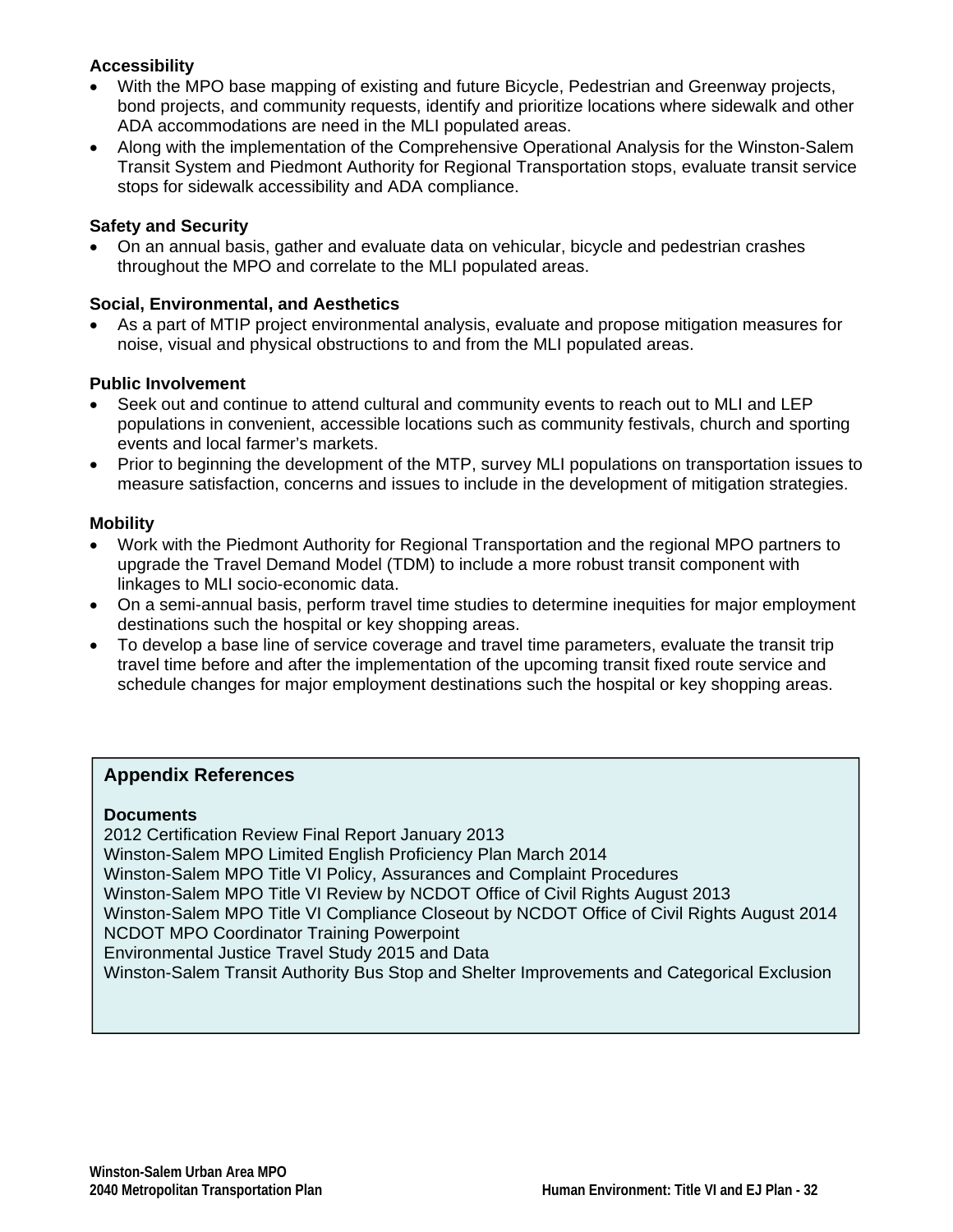**Accessibility**

- With the MPO base mapping of existing and future Bicycle, Pedestrian and Greenway projects, bond projects, and community requests, identify and prioritize locations where sidewalk and other ADA accommodations are need in the MLI populated areas.
- Along with the implementation of the Comprehensive Operational Analysis for the Winston-Salem Transit System and Piedmont Authority for Regional Transportation stops, evaluate transit service stops for sidewalk accessibility and ADA compliance.

**Safety and Security**

- On an annual basis, gather and evaluate data on vehicular, bicycle and pedestrian crashes throughout the MPO and correlate to the MLI populated areas.

**Social, Environmental, and Aesthetics**

- As a part of MTIP project environmental analysis, evaluate and propose mitigation measures for noise, visual and physical obstructions to and from the MLI populated areas.

**Public Involvement**

- Seek out and continue to attend cultural and community events to reach out to MLI and LEP populations in convenient, accessible locations such as community festivals, church and sporting events and local farmer's markets.
- Prior to beginning the development of the MTP, survey MLI populations on transportation issues to measure satisfaction, concerns and issues to include in the development of mitigation strategies.

**Mobility**

- Work with the Piedmont Authority for Regional Transportation and the regional MPO partners to upgrade the Travel Demand Model (TDM) to include a more robust transit component with linkages to MLI socio-economic data.
- On a semi-annual basis, perform travel time studies to determine inequities for major employment destinations such the hospital or key shopping areas.
- To develop a base line of service coverage and travel time parameters, evaluate the transit trip travel time before and after the implementation of the upcoming transit fixed route service and schedule changes for major employment destinations such the hospital or key shopping areas.

## Appendix References

**Documents**

2012 Certification Review Final Report January 2013
Winston-Salem MPO Limited English Proficiency Plan March 2014
Winston-Salem MPO Title VI Policy, Assurances and Complaint Procedures
Winston-Salem MPO Title VI Review by NCDOT Office of Civil Rights August 2013
Winston-Salem MPO Title VI Compliance Closeout by NCDOT Office of Civil Rights August 2014
NCDOT MPO Coordinator Training Powerpoint
Environmental Justice Travel Study 2015 and Data
Winston-Salem Transit Authority Bus Stop and Shelter Improvements and Categorical Exclusion